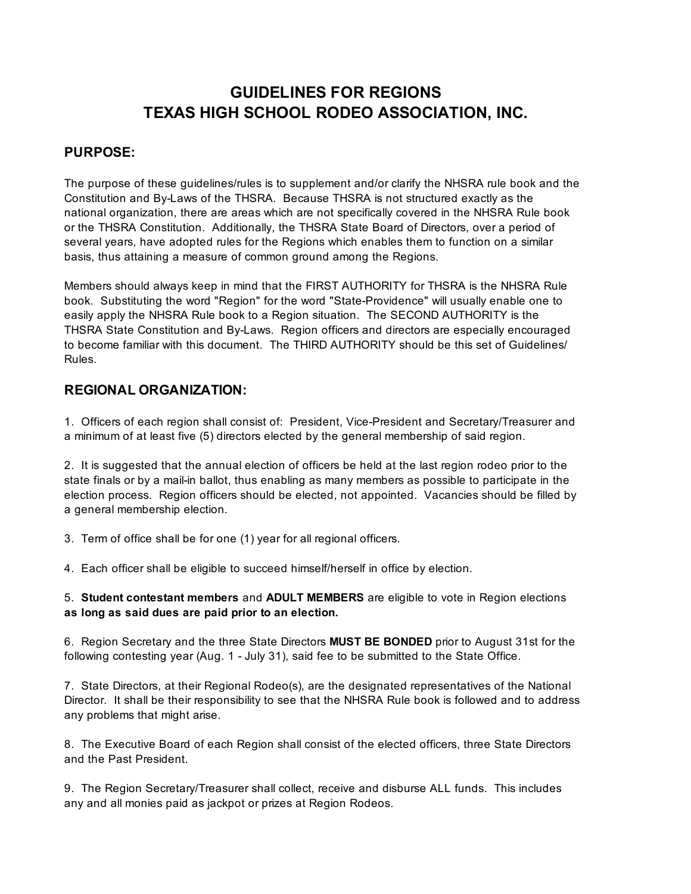# GUIDELINES FOR REGIONS
# TEXAS HIGH SCHOOL RODEO ASSOCIATION, INC.

## PURPOSE:

The purpose of these guidelines/rules is to supplement and/or clarify the NHSRA rule book and the Constitution and By-Laws of the THSRA. Because THSRA is not structured exactly as the national organization, there are areas which are not specifically covered in the NHSRA Rule book or the THSRA Constitution. Additionally, the THSRA State Board of Directors, over a period of several years, have adopted rules for the Regions which enables them to function on a similar basis, thus attaining a measure of common ground among the Regions.

Members should always keep in mind that the FIRST AUTHORITY for THSRA is the NHSRA Rule book. Substituting the word "Region" for the word "State-Providence" will usually enable one to easily apply the NHSRA Rule book to a Region situation. The SECOND AUTHORITY is the THSRA State Constitution and By-Laws. Region officers and directors are especially encouraged to become familiar with this document. The THIRD AUTHORITY should be this set of Guidelines/ Rules.

## REGIONAL ORGANIZATION:

1. Officers of each region shall consist of: President, Vice-President and Secretary/Treasurer and a minimum of at least five (5) directors elected by the general membership of said region.

2. It is suggested that the annual election of officers be held at the last region rodeo prior to the state finals or by a mail-in ballot, thus enabling as many members as possible to participate in the election process. Region officers should be elected, not appointed. Vacancies should be filled by a general membership election.

3. Term of office shall be for one (1) year for all regional officers.

4. Each officer shall be eligible to succeed himself/herself in office by election.

5. **Student contestant members** and **ADULT MEMBERS** are eligible to vote in Region elections **as long as said dues are paid prior to an election.**

6. Region Secretary and the three State Directors **MUST BE BONDED** prior to August 31st for the following contesting year (Aug. 1 - July 31), said fee to be submitted to the State Office.

7. State Directors, at their Regional Rodeo(s), are the designated representatives of the National Director. It shall be their responsibility to see that the NHSRA Rule book is followed and to address any problems that might arise.

8. The Executive Board of each Region shall consist of the elected officers, three State Directors and the Past President.

9. The Region Secretary/Treasurer shall collect, receive and disburse ALL funds. This includes any and all monies paid as jackpot or prizes at Region Rodeos.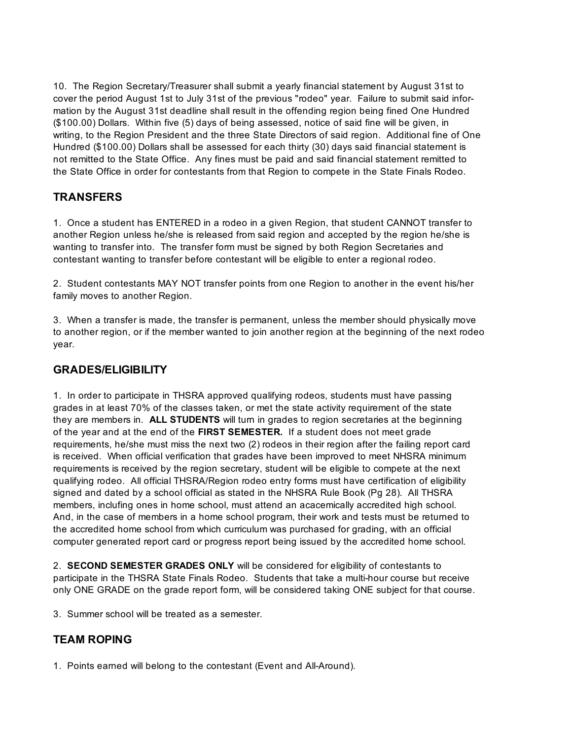10. The Region Secretary/Treasurer shall submit a yearly financial statement by August 31st to cover the period August 1st to July 31st of the previous "rodeo" year. Failure to submit said information by the August 31st deadline shall result in the offending region being fined One Hundred ($100.00) Dollars. Within five (5) days of being assessed, notice of said fine will be given, in writing, to the Region President and the three State Directors of said region. Additional fine of One Hundred ($100.00) Dollars shall be assessed for each thirty (30) days said financial statement is not remitted to the State Office. Any fines must be paid and said financial statement remitted to the State Office in order for contestants from that Region to compete in the State Finals Rodeo.

## TRANSFERS

1. Once a student has ENTERED in a rodeo in a given Region, that student CANNOT transfer to another Region unless he/she is released from said region and accepted by the region he/she is wanting to transfer into. The transfer form must be signed by both Region Secretaries and contestant wanting to transfer before contestant will be eligible to enter a regional rodeo.

2. Student contestants MAY NOT transfer points from one Region to another in the event his/her family moves to another Region.

3. When a transfer is made, the transfer is permanent, unless the member should physically move to another region, or if the member wanted to join another region at the beginning of the next rodeo year.

## GRADES/ELIGIBILITY

1. In order to participate in THSRA approved qualifying rodeos, students must have passing grades in at least 70% of the classes taken, or met the state activity requirement of the state they are members in. **ALL STUDENTS** will turn in grades to region secretaries at the beginning of the year and at the end of the **FIRST SEMESTER.** If a student does not meet grade requirements, he/she must miss the next two (2) rodeos in their region after the failing report card is received. When official verification that grades have been improved to meet NHSRA minimum requirements is received by the region secretary, student will be eligible to compete at the next qualifying rodeo. All official THSRA/Region rodeo entry forms must have certification of eligibility signed and dated by a school official as stated in the NHSRA Rule Book (Pg 28). All THSRA members, inclufing ones in home school, must attend an acacemically accredited high school. And, in the case of members in a home school program, their work and tests must be returned to the accredited home school from which curriculum was purchased for grading, with an official computer generated report card or progress report being issued by the accredited home school.

2. **SECOND SEMESTER GRADES ONLY** will be considered for eligibility of contestants to participate in the THSRA State Finals Rodeo. Students that take a multi-hour course but receive only ONE GRADE on the grade report form, will be considered taking ONE subject for that course.

3. Summer school will be treated as a semester.

## TEAM ROPING

1. Points earned will belong to the contestant (Event and All-Around).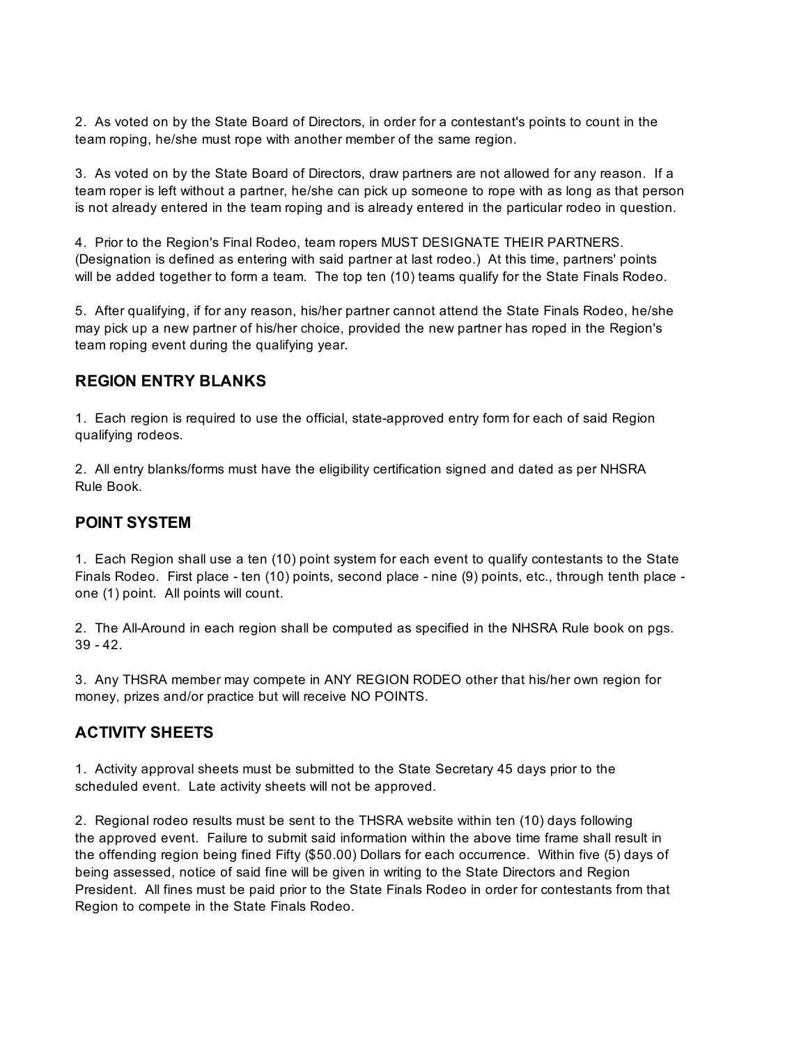2. As voted on by the State Board of Directors, in order for a contestant's points to count in the team roping, he/she must rope with another member of the same region.

3. As voted on by the State Board of Directors, draw partners are not allowed for any reason. If a team roper is left without a partner, he/she can pick up someone to rope with as long as that person is not already entered in the team roping and is already entered in the particular rodeo in question.

4. Prior to the Region's Final Rodeo, team ropers MUST DESIGNATE THEIR PARTNERS. (Designation is defined as entering with said partner at last rodeo.) At this time, partners' points will be added together to form a team. The top ten (10) teams qualify for the State Finals Rodeo.

5. After qualifying, if for any reason, his/her partner cannot attend the State Finals Rodeo, he/she may pick up a new partner of his/her choice, provided the new partner has roped in the Region's team roping event during the qualifying year.

## REGION ENTRY BLANKS

1. Each region is required to use the official, state-approved entry form for each of said Region qualifying rodeos.

2. All entry blanks/forms must have the eligibility certification signed and dated as per NHSRA Rule Book.

## POINT SYSTEM

1. Each Region shall use a ten (10) point system for each event to qualify contestants to the State Finals Rodeo. First place - ten (10) points, second place - nine (9) points, etc., through tenth place - one (1) point. All points will count.

2. The All-Around in each region shall be computed as specified in the NHSRA Rule book on pgs. 39 - 42.

3. Any THSRA member may compete in ANY REGION RODEO other that his/her own region for money, prizes and/or practice but will receive NO POINTS.

## ACTIVITY SHEETS

1. Activity approval sheets must be submitted to the State Secretary 45 days prior to the scheduled event. Late activity sheets will not be approved.

2. Regional rodeo results must be sent to the THSRA website within ten (10) days following the approved event. Failure to submit said information within the above time frame shall result in the offending region being fined Fifty ($50.00) Dollars for each occurrence. Within five (5) days of being assessed, notice of said fine will be given in writing to the State Directors and Region President. All fines must be paid prior to the State Finals Rodeo in order for contestants from that Region to compete in the State Finals Rodeo.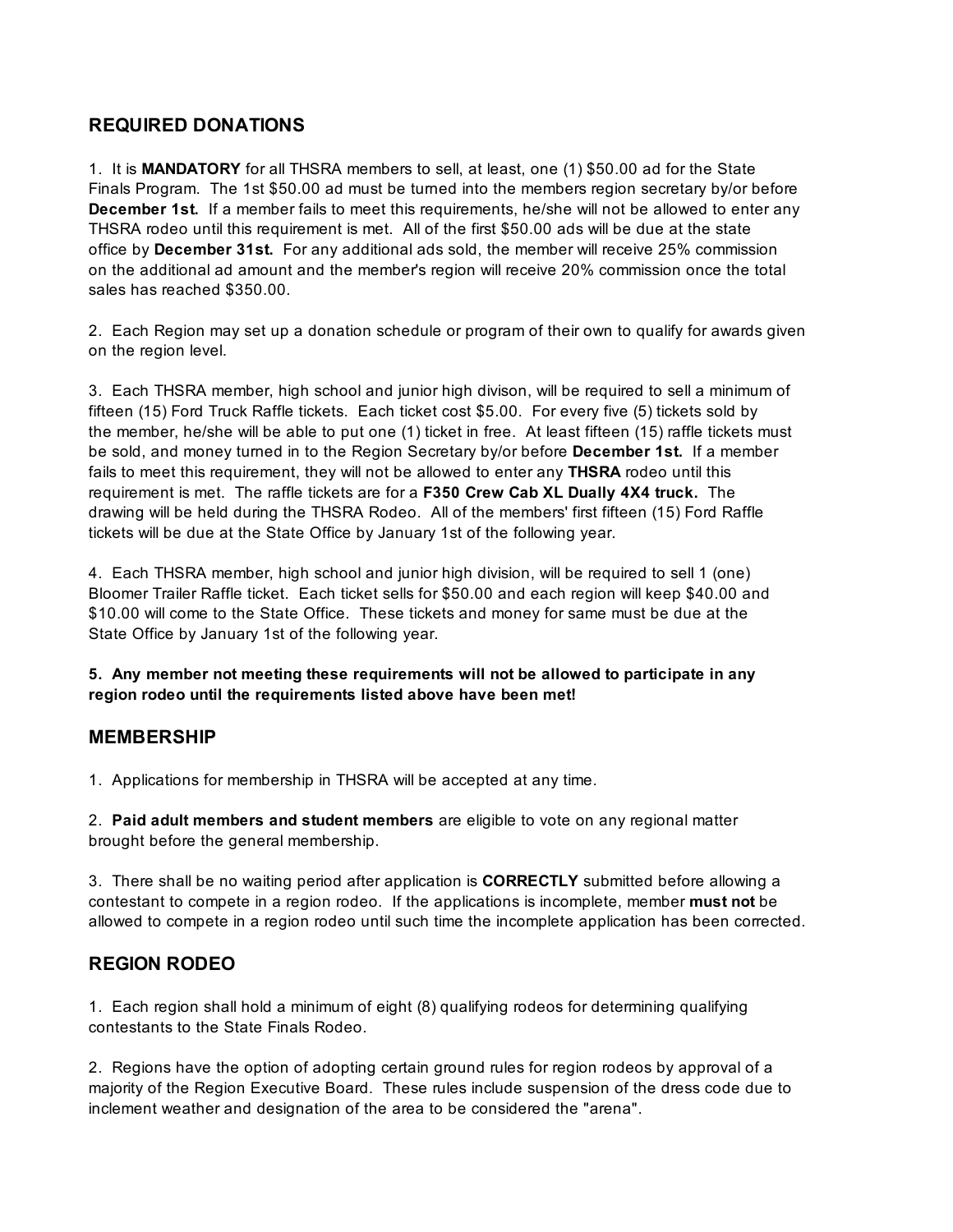## REQUIRED DONATIONS

1. It is **MANDATORY** for all THSRA members to sell, at least, one (1) $50.00 ad for the State Finals Program. The 1st $50.00 ad must be turned into the members region secretary by/or before **December 1st.** If a member fails to meet this requirements, he/she will not be allowed to enter any THSRA rodeo until this requirement is met. All of the first $50.00 ads will be due at the state office by **December 31st.** For any additional ads sold, the member will receive 25% commission on the additional ad amount and the member's region will receive 20% commission once the total sales has reached $350.00.

2. Each Region may set up a donation schedule or program of their own to qualify for awards given on the region level.

3. Each THSRA member, high school and junior high divison, will be required to sell a minimum of fifteen (15) Ford Truck Raffle tickets. Each ticket cost $5.00. For every five (5) tickets sold by the member, he/she will be able to put one (1) ticket in free. At least fifteen (15) raffle tickets must be sold, and money turned in to the Region Secretary by/or before **December 1st.** If a member fails to meet this requirement, they will not be allowed to enter any **THSRA** rodeo until this requirement is met. The raffle tickets are for a **F350 Crew Cab XL Dually 4X4 truck.** The drawing will be held during the THSRA Rodeo. All of the members' first fifteen (15) Ford Raffle tickets will be due at the State Office by January 1st of the following year.

4. Each THSRA member, high school and junior high division, will be required to sell 1 (one) Bloomer Trailer Raffle ticket. Each ticket sells for $50.00 and each region will keep $40.00 and $10.00 will come to the State Office. These tickets and money for same must be due at the State Office by January 1st of the following year.

**5. Any member not meeting these requirements will not be allowed to participate in any region rodeo until the requirements listed above have been met!**

## MEMBERSHIP

1. Applications for membership in THSRA will be accepted at any time.

2. **Paid adult members and student members** are eligible to vote on any regional matter brought before the general membership.

3. There shall be no waiting period after application is **CORRECTLY** submitted before allowing a contestant to compete in a region rodeo. If the applications is incomplete, member **must not** be allowed to compete in a region rodeo until such time the incomplete application has been corrected.

## REGION RODEO

1. Each region shall hold a minimum of eight (8) qualifying rodeos for determining qualifying contestants to the State Finals Rodeo.

2. Regions have the option of adopting certain ground rules for region rodeos by approval of a majority of the Region Executive Board. These rules include suspension of the dress code due to inclement weather and designation of the area to be considered the "arena".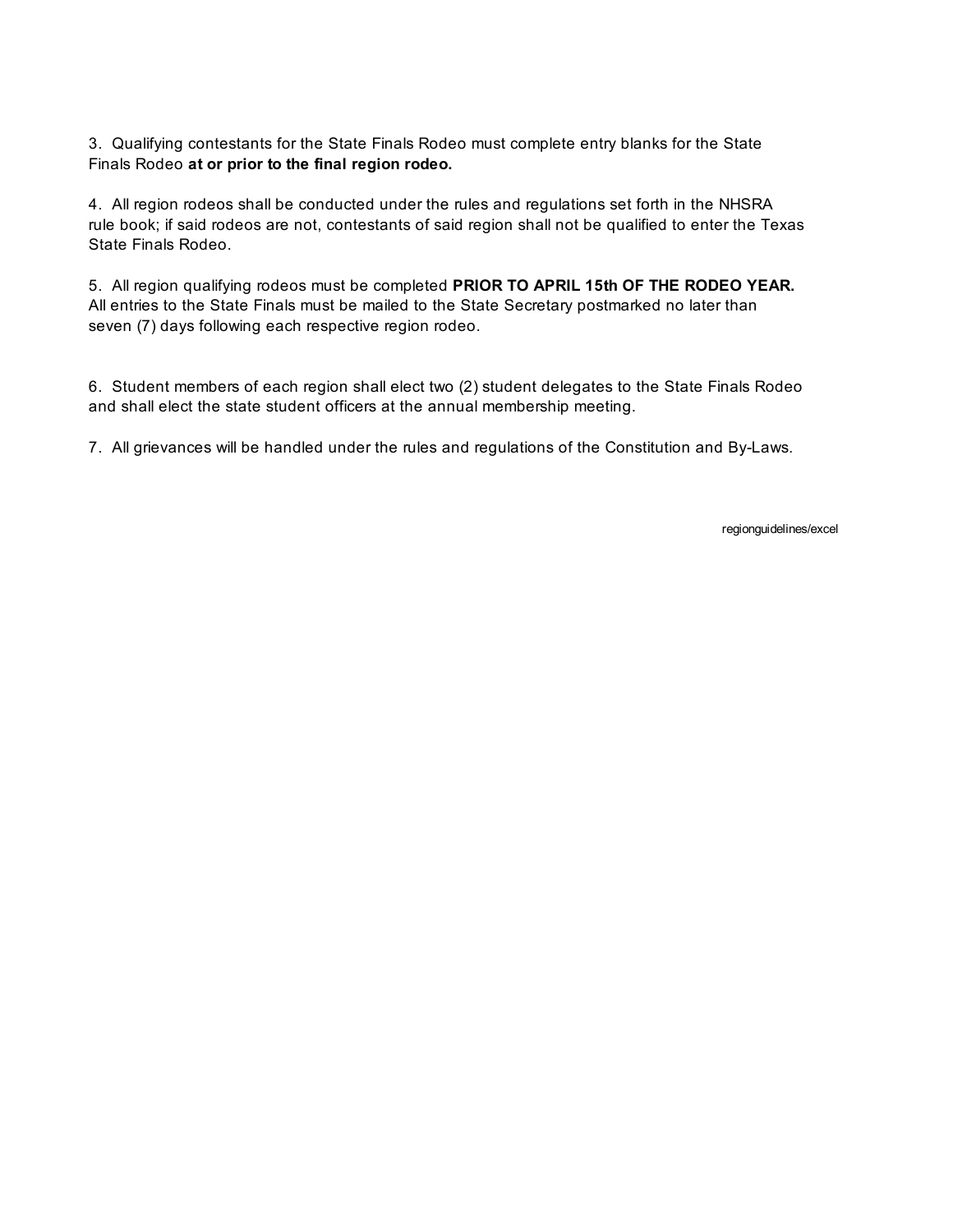3. Qualifying contestants for the State Finals Rodeo must complete entry blanks for the State Finals Rodeo **at or prior to the final region rodeo.**

4. All region rodeos shall be conducted under the rules and regulations set forth in the NHSRA rule book; if said rodeos are not, contestants of said region shall not be qualified to enter the Texas State Finals Rodeo.

5. All region qualifying rodeos must be completed **PRIOR TO APRIL 15th OF THE RODEO YEAR.** All entries to the State Finals must be mailed to the State Secretary postmarked no later than seven (7) days following each respective region rodeo.

6. Student members of each region shall elect two (2) student delegates to the State Finals Rodeo and shall elect the state student officers at the annual membership meeting.

7. All grievances will be handled under the rules and regulations of the Constitution and By-Laws.

regionguidelines/excel